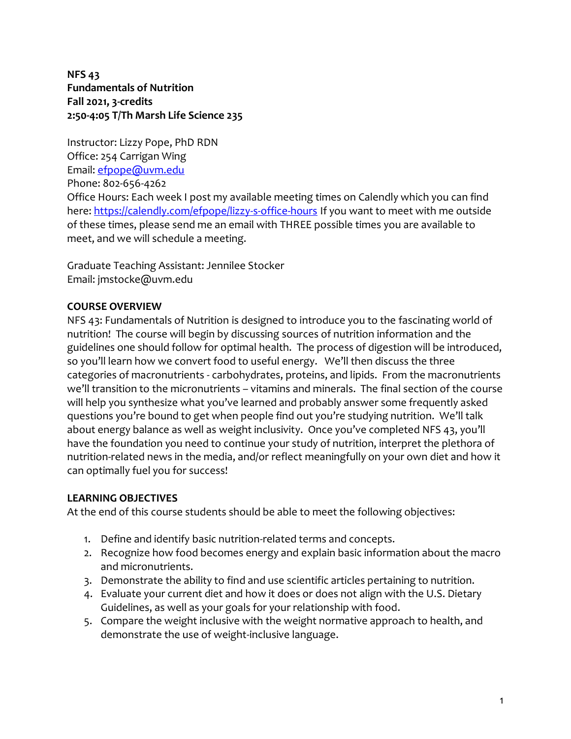**NFS 43**
**Fundamentals of Nutrition**
**Fall 2021, 3-credits**
**2:50-4:05 T/Th Marsh Life Science 235**

Instructor: Lizzy Pope, PhD RDN
Office: 254 Carrigan Wing
Email: efpope@uvm.edu
Phone: 802-656-4262
Office Hours: Each week I post my available meeting times on Calendly which you can find here: https://calendly.com/efpope/lizzy-s-office-hours If you want to meet with me outside of these times, please send me an email with THREE possible times you are available to meet, and we will schedule a meeting.

Graduate Teaching Assistant: Jennilee Stocker
Email: jmstocke@uvm.edu

## COURSE OVERVIEW

NFS 43: Fundamentals of Nutrition is designed to introduce you to the fascinating world of nutrition! The course will begin by discussing sources of nutrition information and the guidelines one should follow for optimal health. The process of digestion will be introduced, so you'll learn how we convert food to useful energy. We'll then discuss the three categories of macronutrients - carbohydrates, proteins, and lipids. From the macronutrients we'll transition to the micronutrients – vitamins and minerals. The final section of the course will help you synthesize what you've learned and probably answer some frequently asked questions you're bound to get when people find out you're studying nutrition. We'll talk about energy balance as well as weight inclusivity. Once you've completed NFS 43, you'll have the foundation you need to continue your study of nutrition, interpret the plethora of nutrition-related news in the media, and/or reflect meaningfully on your own diet and how it can optimally fuel you for success!

## LEARNING OBJECTIVES

At the end of this course students should be able to meet the following objectives:

1. Define and identify basic nutrition-related terms and concepts.
2. Recognize how food becomes energy and explain basic information about the macro and micronutrients.
3. Demonstrate the ability to find and use scientific articles pertaining to nutrition.
4. Evaluate your current diet and how it does or does not align with the U.S. Dietary Guidelines, as well as your goals for your relationship with food.
5. Compare the weight inclusive with the weight normative approach to health, and demonstrate the use of weight-inclusive language.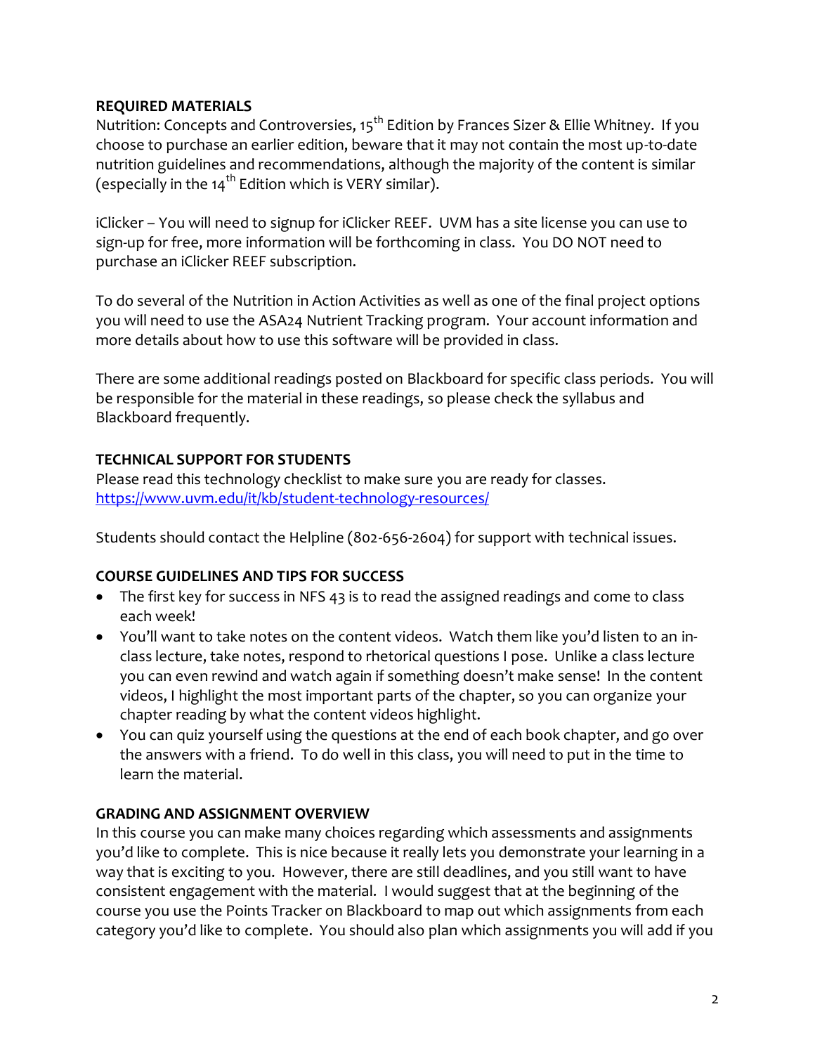## REQUIRED MATERIALS

Nutrition: Concepts and Controversies, 15th Edition by Frances Sizer & Ellie Whitney. If you choose to purchase an earlier edition, beware that it may not contain the most up-to-date nutrition guidelines and recommendations, although the majority of the content is similar (especially in the 14th Edition which is VERY similar).

iClicker – You will need to signup for iClicker REEF. UVM has a site license you can use to sign-up for free, more information will be forthcoming in class. You DO NOT need to purchase an iClicker REEF subscription.

To do several of the Nutrition in Action Activities as well as one of the final project options you will need to use the ASA24 Nutrient Tracking program. Your account information and more details about how to use this software will be provided in class.

There are some additional readings posted on Blackboard for specific class periods. You will be responsible for the material in these readings, so please check the syllabus and Blackboard frequently.

## TECHNICAL SUPPORT FOR STUDENTS

Please read this technology checklist to make sure you are ready for classes.
[https://www.uvm.edu/it/kb/student-technology-resources/](https://www.uvm.edu/it/kb/student-technology-resources/)

Students should contact the Helpline (802-656-2604) for support with technical issues.

## COURSE GUIDELINES AND TIPS FOR SUCCESS

- The first key for success in NFS 43 is to read the assigned readings and come to class each week!
- You'll want to take notes on the content videos. Watch them like you'd listen to an in-class lecture, take notes, respond to rhetorical questions I pose. Unlike a class lecture you can even rewind and watch again if something doesn't make sense! In the content videos, I highlight the most important parts of the chapter, so you can organize your chapter reading by what the content videos highlight.
- You can quiz yourself using the questions at the end of each book chapter, and go over the answers with a friend. To do well in this class, you will need to put in the time to learn the material.

## GRADING AND ASSIGNMENT OVERVIEW

In this course you can make many choices regarding which assessments and assignments you'd like to complete. This is nice because it really lets you demonstrate your learning in a way that is exciting to you. However, there are still deadlines, and you still want to have consistent engagement with the material. I would suggest that at the beginning of the course you use the Points Tracker on Blackboard to map out which assignments from each category you'd like to complete. You should also plan which assignments you will add if you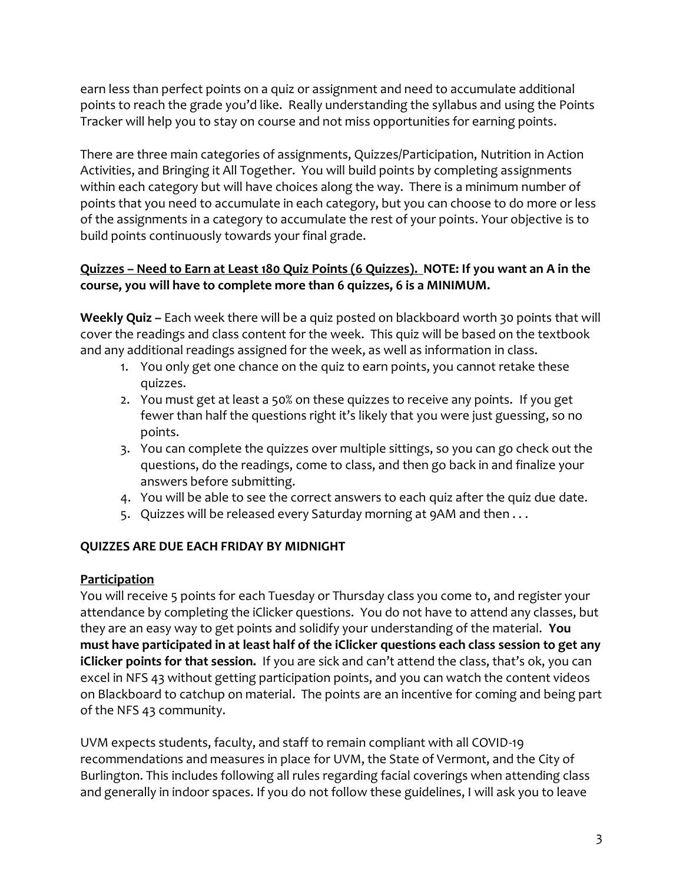earn less than perfect points on a quiz or assignment and need to accumulate additional points to reach the grade you'd like. Really understanding the syllabus and using the Points Tracker will help you to stay on course and not miss opportunities for earning points.

There are three main categories of assignments, Quizzes/Participation, Nutrition in Action Activities, and Bringing it All Together. You will build points by completing assignments within each category but will have choices along the way. There is a minimum number of points that you need to accumulate in each category, but you can choose to do more or less of the assignments in a category to accumulate the rest of your points. Your objective is to build points continuously towards your final grade.

**<u>Quizzes – Need to Earn at Least 180 Quiz Points (6 Quizzes).</u> NOTE: If you want an A in the course, you will have to complete more than 6 quizzes, 6 is a MINIMUM.**

**Weekly Quiz –** Each week there will be a quiz posted on blackboard worth 30 points that will cover the readings and class content for the week. This quiz will be based on the textbook and any additional readings assigned for the week, as well as information in class.

1. You only get one chance on the quiz to earn points, you cannot retake these quizzes.
2. You must get at least a 50% on these quizzes to receive any points. If you get fewer than half the questions right it's likely that you were just guessing, so no points.
3. You can complete the quizzes over multiple sittings, so you can go check out the questions, do the readings, come to class, and then go back in and finalize your answers before submitting.
4. You will be able to see the correct answers to each quiz after the quiz due date.
5. Quizzes will be released every Saturday morning at 9AM and then . . .

**QUIZZES ARE DUE EACH FRIDAY BY MIDNIGHT**

**<u>Participation</u>**

You will receive 5 points for each Tuesday or Thursday class you come to, and register your attendance by completing the iClicker questions. You do not have to attend any classes, but they are an easy way to get points and solidify your understanding of the material. **You must have participated in at least half of the iClicker questions each class session to get any iClicker points for that session.** If you are sick and can't attend the class, that's ok, you can excel in NFS 43 without getting participation points, and you can watch the content videos on Blackboard to catchup on material. The points are an incentive for coming and being part of the NFS 43 community.

UVM expects students, faculty, and staff to remain compliant with all COVID-19 recommendations and measures in place for UVM, the State of Vermont, and the City of Burlington. This includes following all rules regarding facial coverings when attending class and generally in indoor spaces. If you do not follow these guidelines, I will ask you to leave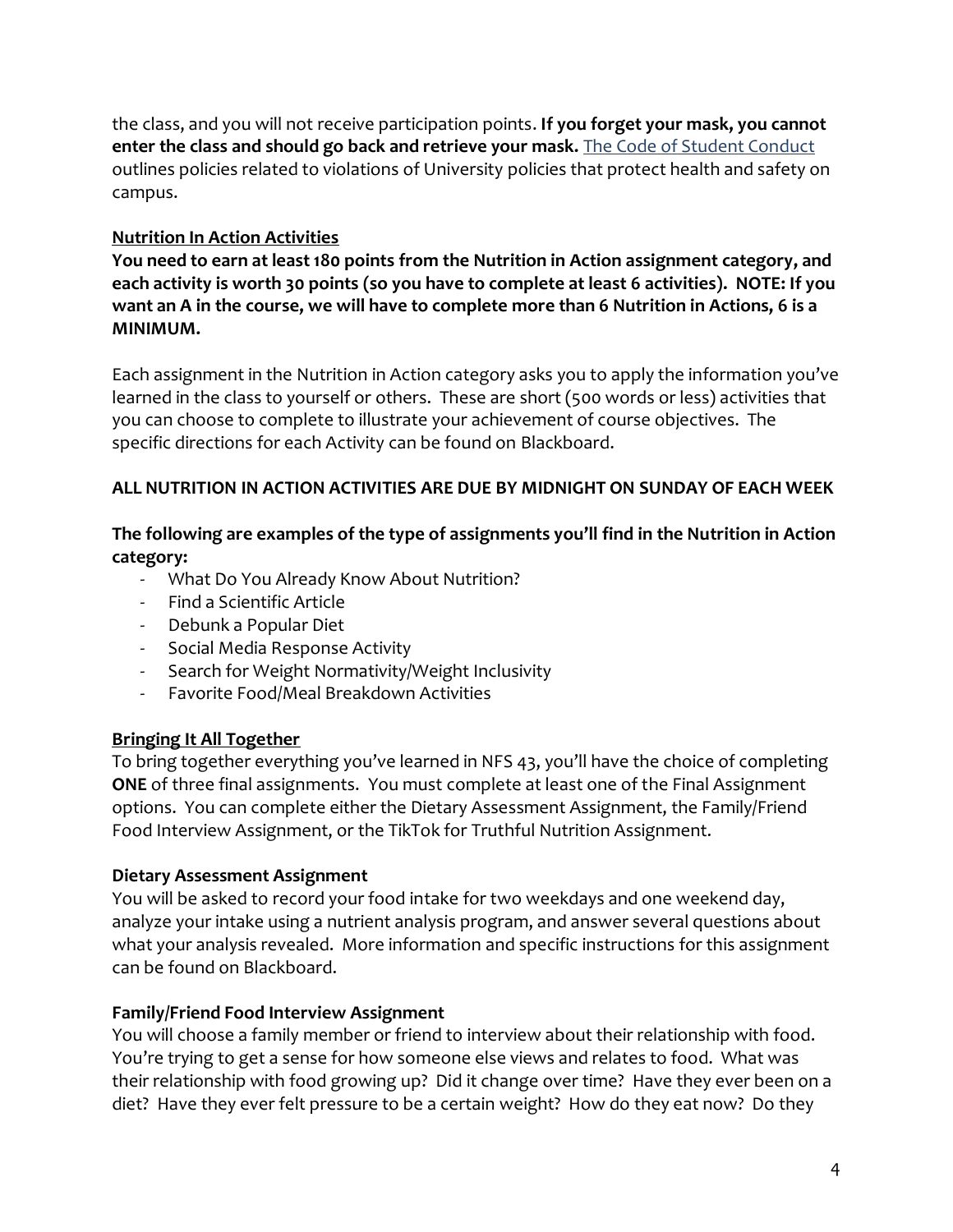the class, and you will not receive participation points. **If you forget your mask, you cannot enter the class and should go back and retrieve your mask.** The Code of Student Conduct outlines policies related to violations of University policies that protect health and safety on campus.

## Nutrition In Action Activities

**You need to earn at least 180 points from the Nutrition in Action assignment category, and each activity is worth 30 points (so you have to complete at least 6 activities). NOTE: If you want an A in the course, we will have to complete more than 6 Nutrition in Actions, 6 is a MINIMUM.**

Each assignment in the Nutrition in Action category asks you to apply the information you've learned in the class to yourself or others. These are short (500 words or less) activities that you can choose to complete to illustrate your achievement of course objectives. The specific directions for each Activity can be found on Blackboard.

**ALL NUTRITION IN ACTION ACTIVITIES ARE DUE BY MIDNIGHT ON SUNDAY OF EACH WEEK**

**The following are examples of the type of assignments you'll find in the Nutrition in Action category:**

- What Do You Already Know About Nutrition?
- Find a Scientific Article
- Debunk a Popular Diet
- Social Media Response Activity
- Search for Weight Normativity/Weight Inclusivity
- Favorite Food/Meal Breakdown Activities

## Bringing It All Together

To bring together everything you've learned in NFS 43, you'll have the choice of completing **ONE** of three final assignments. You must complete at least one of the Final Assignment options. You can complete either the Dietary Assessment Assignment, the Family/Friend Food Interview Assignment, or the TikTok for Truthful Nutrition Assignment.

### Dietary Assessment Assignment

You will be asked to record your food intake for two weekdays and one weekend day, analyze your intake using a nutrient analysis program, and answer several questions about what your analysis revealed. More information and specific instructions for this assignment can be found on Blackboard.

### Family/Friend Food Interview Assignment

You will choose a family member or friend to interview about their relationship with food. You're trying to get a sense for how someone else views and relates to food. What was their relationship with food growing up? Did it change over time? Have they ever been on a diet? Have they ever felt pressure to be a certain weight? How do they eat now? Do they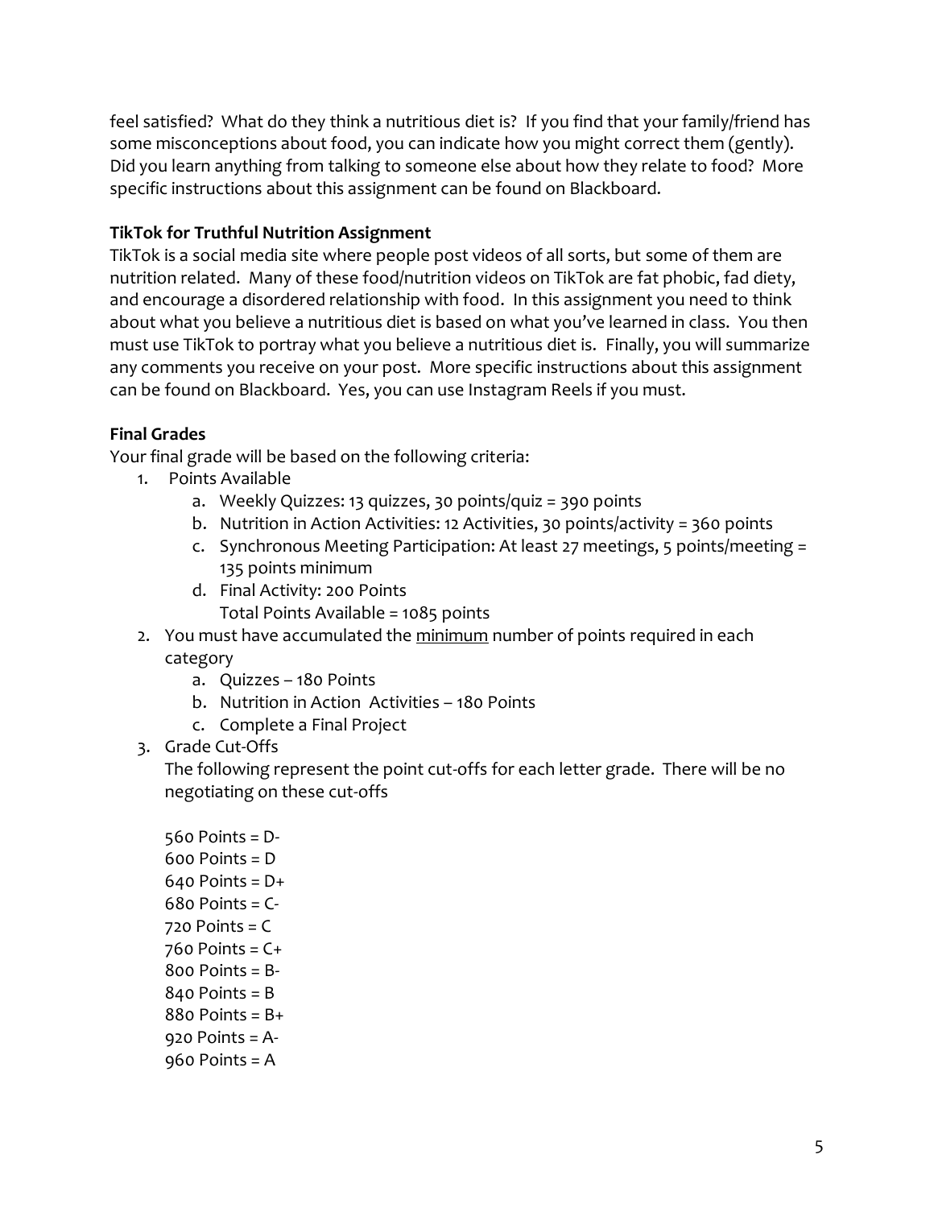feel satisfied? What do they think a nutritious diet is? If you find that your family/friend has some misconceptions about food, you can indicate how you might correct them (gently). Did you learn anything from talking to someone else about how they relate to food? More specific instructions about this assignment can be found on Blackboard.

### TikTok for Truthful Nutrition Assignment

TikTok is a social media site where people post videos of all sorts, but some of them are nutrition related. Many of these food/nutrition videos on TikTok are fat phobic, fad diety, and encourage a disordered relationship with food. In this assignment you need to think about what you believe a nutritious diet is based on what you've learned in class. You then must use TikTok to portray what you believe a nutritious diet is. Finally, you will summarize any comments you receive on your post. More specific instructions about this assignment can be found on Blackboard. Yes, you can use Instagram Reels if you must.

### Final Grades

Your final grade will be based on the following criteria:

1. Points Available
    a. Weekly Quizzes: 13 quizzes, 30 points/quiz = 390 points
    b. Nutrition in Action Activities: 12 Activities, 30 points/activity = 360 points
    c. Synchronous Meeting Participation: At least 27 meetings, 5 points/meeting = 135 points minimum
    d. Final Activity: 200 Points
    Total Points Available = 1085 points
2. You must have accumulated the <u>minimum</u> number of points required in each category
    a. Quizzes – 180 Points
    b. Nutrition in Action Activities – 180 Points
    c. Complete a Final Project
3. Grade Cut-Offs
    The following represent the point cut-offs for each letter grade. There will be no negotiating on these cut-offs

    560 Points = D-
    600 Points = D
    640 Points = D+
    680 Points = C-
    720 Points = C
    760 Points = C+
    800 Points = B-
    840 Points = B
    880 Points = B+
    920 Points = A-
    960 Points = A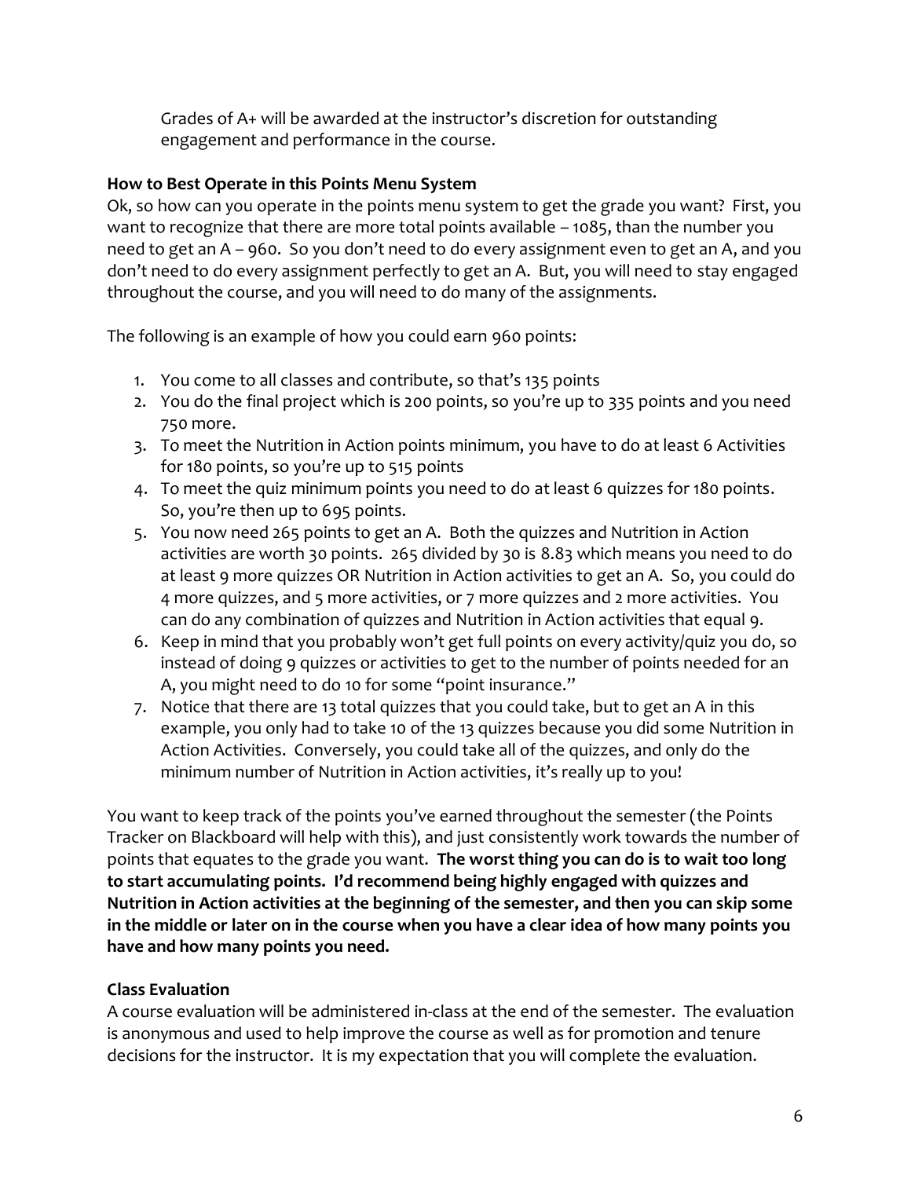Grades of A+ will be awarded at the instructor's discretion for outstanding engagement and performance in the course.

**How to Best Operate in this Points Menu System**

Ok, so how can you operate in the points menu system to get the grade you want? First, you want to recognize that there are more total points available – 1085, than the number you need to get an A – 960. So you don't need to do every assignment even to get an A, and you don't need to do every assignment perfectly to get an A. But, you will need to stay engaged throughout the course, and you will need to do many of the assignments.

The following is an example of how you could earn 960 points:

1. You come to all classes and contribute, so that's 135 points
2. You do the final project which is 200 points, so you're up to 335 points and you need 750 more.
3. To meet the Nutrition in Action points minimum, you have to do at least 6 Activities for 180 points, so you're up to 515 points
4. To meet the quiz minimum points you need to do at least 6 quizzes for 180 points. So, you're then up to 695 points.
5. You now need 265 points to get an A. Both the quizzes and Nutrition in Action activities are worth 30 points. 265 divided by 30 is 8.83 which means you need to do at least 9 more quizzes OR Nutrition in Action activities to get an A. So, you could do 4 more quizzes, and 5 more activities, or 7 more quizzes and 2 more activities. You can do any combination of quizzes and Nutrition in Action activities that equal 9.
6. Keep in mind that you probably won't get full points on every activity/quiz you do, so instead of doing 9 quizzes or activities to get to the number of points needed for an A, you might need to do 10 for some "point insurance."
7. Notice that there are 13 total quizzes that you could take, but to get an A in this example, you only had to take 10 of the 13 quizzes because you did some Nutrition in Action Activities. Conversely, you could take all of the quizzes, and only do the minimum number of Nutrition in Action activities, it's really up to you!

You want to keep track of the points you've earned throughout the semester (the Points Tracker on Blackboard will help with this), and just consistently work towards the number of points that equates to the grade you want. **The worst thing you can do is to wait too long to start accumulating points. I'd recommend being highly engaged with quizzes and Nutrition in Action activities at the beginning of the semester, and then you can skip some in the middle or later on in the course when you have a clear idea of how many points you have and how many points you need.**

**Class Evaluation**

A course evaluation will be administered in-class at the end of the semester. The evaluation is anonymous and used to help improve the course as well as for promotion and tenure decisions for the instructor. It is my expectation that you will complete the evaluation.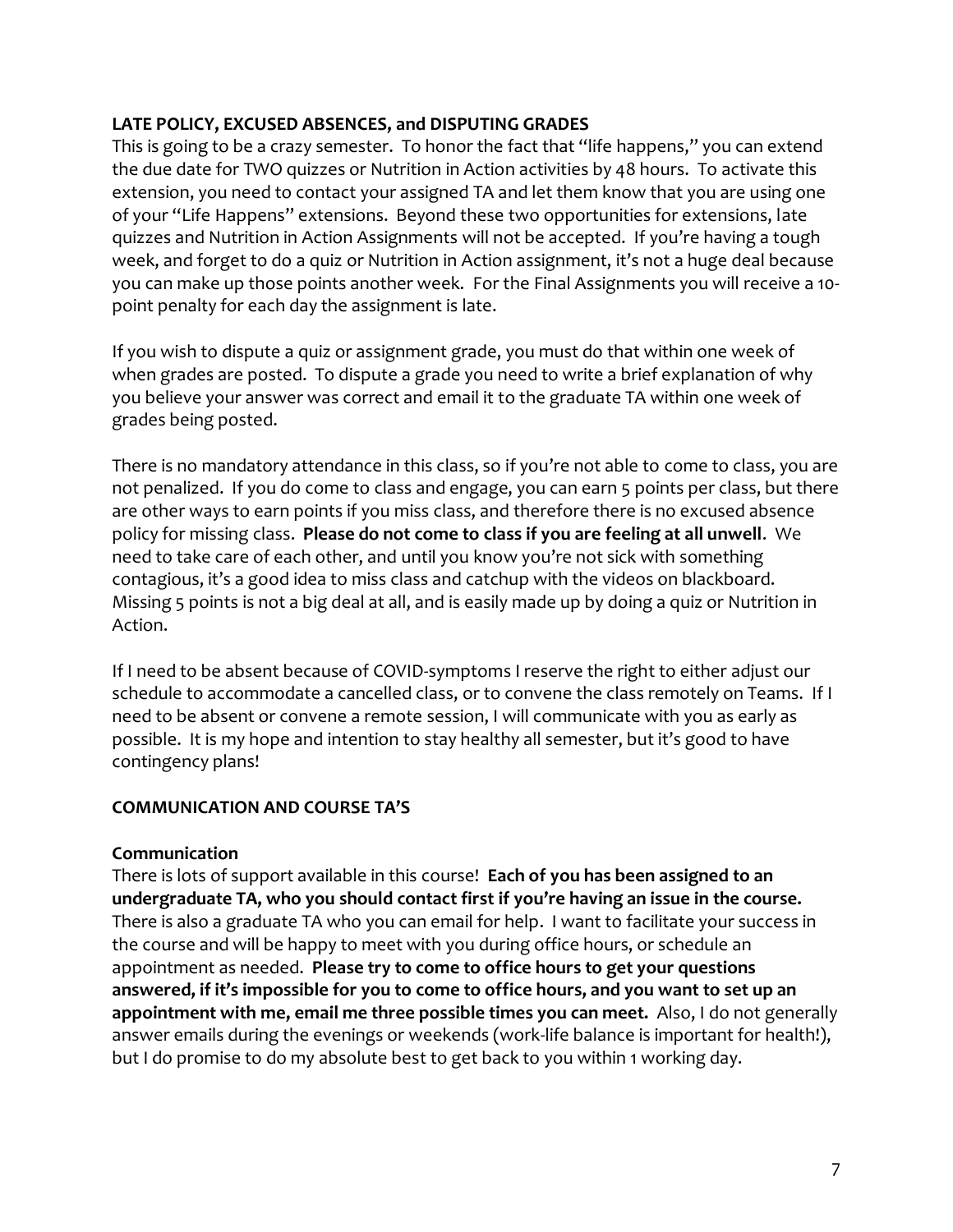**LATE POLICY, EXCUSED ABSENCES, and DISPUTING GRADES**

This is going to be a crazy semester. To honor the fact that "life happens," you can extend the due date for TWO quizzes or Nutrition in Action activities by 48 hours. To activate this extension, you need to contact your assigned TA and let them know that you are using one of your "Life Happens" extensions. Beyond these two opportunities for extensions, late quizzes and Nutrition in Action Assignments will not be accepted. If you're having a tough week, and forget to do a quiz or Nutrition in Action assignment, it's not a huge deal because you can make up those points another week. For the Final Assignments you will receive a 10-point penalty for each day the assignment is late.

If you wish to dispute a quiz or assignment grade, you must do that within one week of when grades are posted. To dispute a grade you need to write a brief explanation of why you believe your answer was correct and email it to the graduate TA within one week of grades being posted.

There is no mandatory attendance in this class, so if you're not able to come to class, you are not penalized. If you do come to class and engage, you can earn 5 points per class, but there are other ways to earn points if you miss class, and therefore there is no excused absence policy for missing class. **Please do not come to class if you are feeling at all unwell**. We need to take care of each other, and until you know you're not sick with something contagious, it's a good idea to miss class and catchup with the videos on blackboard. Missing 5 points is not a big deal at all, and is easily made up by doing a quiz or Nutrition in Action.

If I need to be absent because of COVID-symptoms I reserve the right to either adjust our schedule to accommodate a cancelled class, or to convene the class remotely on Teams. If I need to be absent or convene a remote session, I will communicate with you as early as possible. It is my hope and intention to stay healthy all semester, but it's good to have contingency plans!

**COMMUNICATION AND COURSE TA'S**

**Communication**

There is lots of support available in this course! **Each of you has been assigned to an undergraduate TA, who you should contact first if you're having an issue in the course.** There is also a graduate TA who you can email for help. I want to facilitate your success in the course and will be happy to meet with you during office hours, or schedule an appointment as needed. **Please try to come to office hours to get your questions answered, if it's impossible for you to come to office hours, and you want to set up an appointment with me, email me three possible times you can meet.** Also, I do not generally answer emails during the evenings or weekends (work-life balance is important for health!), but I do promise to do my absolute best to get back to you within 1 working day.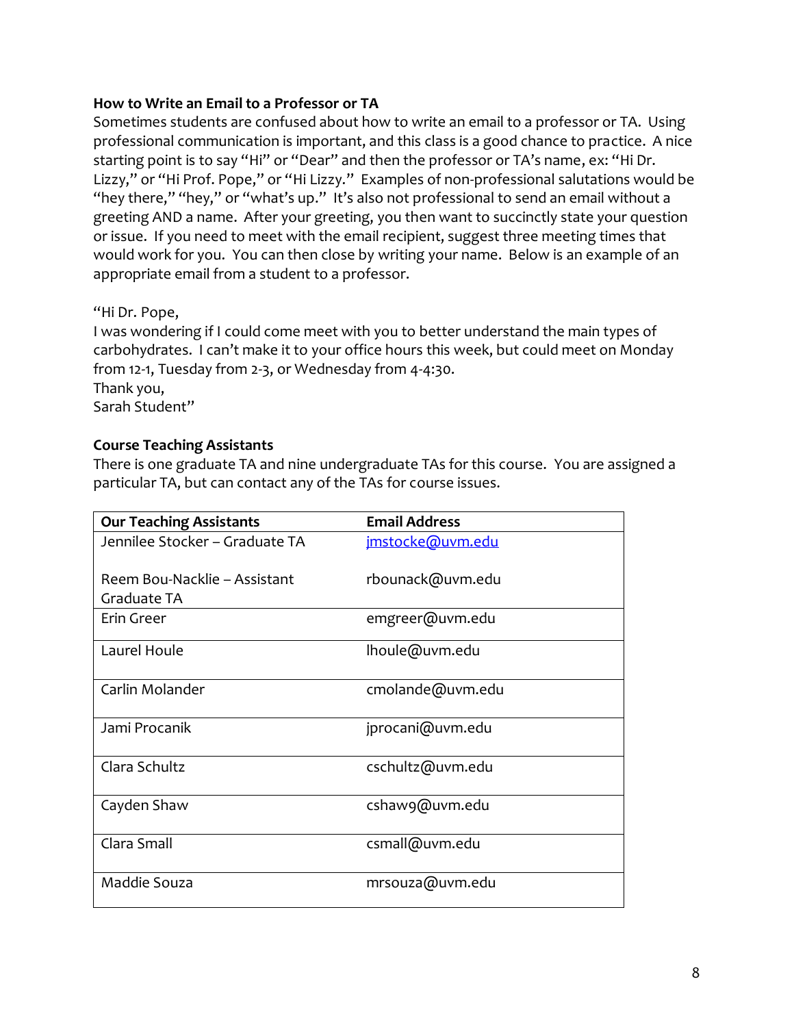**How to Write an Email to a Professor or TA**

Sometimes students are confused about how to write an email to a professor or TA. Using professional communication is important, and this class is a good chance to practice. A nice starting point is to say "Hi" or "Dear" and then the professor or TA's name, ex: "Hi Dr. Lizzy," or "Hi Prof. Pope," or "Hi Lizzy." Examples of non-professional salutations would be "hey there," "hey," or "what's up." It's also not professional to send an email without a greeting AND a name. After your greeting, you then want to succinctly state your question or issue. If you need to meet with the email recipient, suggest three meeting times that would work for you. You can then close by writing your name. Below is an example of an appropriate email from a student to a professor.

"Hi Dr. Pope,
I was wondering if I could come meet with you to better understand the main types of carbohydrates. I can't make it to your office hours this week, but could meet on Monday from 12-1, Tuesday from 2-3, or Wednesday from 4-4:30.
Thank you,
Sarah Student"

**Course Teaching Assistants**

There is one graduate TA and nine undergraduate TAs for this course. You are assigned a particular TA, but can contact any of the TAs for course issues.

| Our Teaching Assistants | Email Address |
|---|---|
| Jennilee Stocker – Graduate TA<br><br>Reem Bou-Nacklie – Assistant Graduate TA | jmstocke@uvm.edu<br><br>rbounack@uvm.edu |
| Erin Greer | emgreer@uvm.edu |
| Laurel Houle | lhoule@uvm.edu |
| Carlin Molander | cmolande@uvm.edu |
| Jami Procanik | jprocani@uvm.edu |
| Clara Schultz | cschultz@uvm.edu |
| Cayden Shaw | cshaw9@uvm.edu |
| Clara Small | csmall@uvm.edu |
| Maddie Souza | mrsouza@uvm.edu |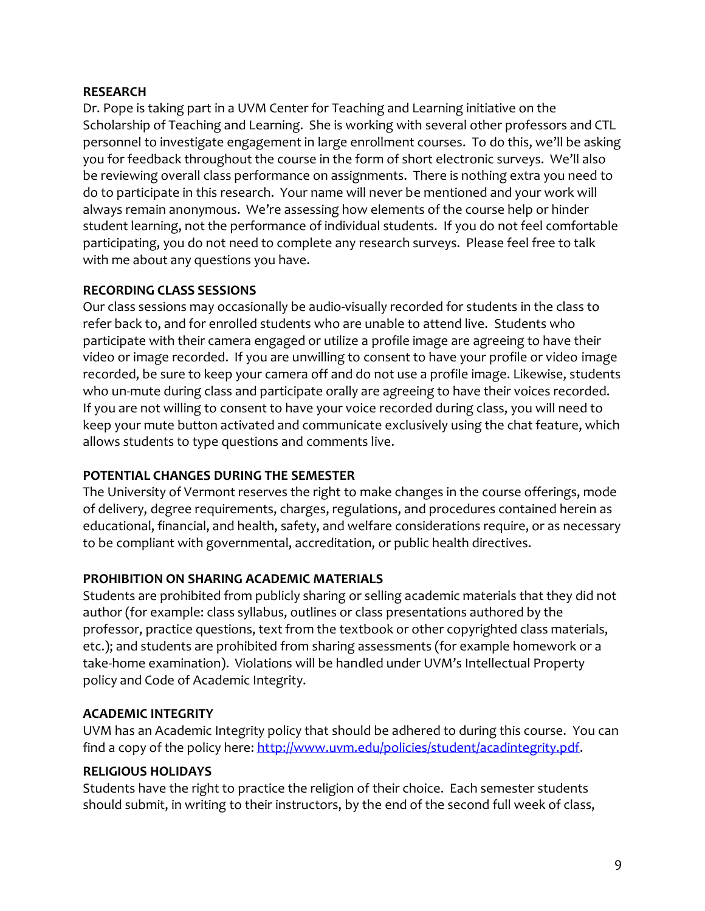**RESEARCH**

Dr. Pope is taking part in a UVM Center for Teaching and Learning initiative on the Scholarship of Teaching and Learning. She is working with several other professors and CTL personnel to investigate engagement in large enrollment courses. To do this, we'll be asking you for feedback throughout the course in the form of short electronic surveys. We'll also be reviewing overall class performance on assignments. There is nothing extra you need to do to participate in this research. Your name will never be mentioned and your work will always remain anonymous. We're assessing how elements of the course help or hinder student learning, not the performance of individual students. If you do not feel comfortable participating, you do not need to complete any research surveys. Please feel free to talk with me about any questions you have.

**RECORDING CLASS SESSIONS**

Our class sessions may occasionally be audio-visually recorded for students in the class to refer back to, and for enrolled students who are unable to attend live. Students who participate with their camera engaged or utilize a profile image are agreeing to have their video or image recorded. If you are unwilling to consent to have your profile or video image recorded, be sure to keep your camera off and do not use a profile image. Likewise, students who un-mute during class and participate orally are agreeing to have their voices recorded. If you are not willing to consent to have your voice recorded during class, you will need to keep your mute button activated and communicate exclusively using the chat feature, which allows students to type questions and comments live.

**POTENTIAL CHANGES DURING THE SEMESTER**

The University of Vermont reserves the right to make changes in the course offerings, mode of delivery, degree requirements, charges, regulations, and procedures contained herein as educational, financial, and health, safety, and welfare considerations require, or as necessary to be compliant with governmental, accreditation, or public health directives.

**PROHIBITION ON SHARING ACADEMIC MATERIALS**

Students are prohibited from publicly sharing or selling academic materials that they did not author (for example: class syllabus, outlines or class presentations authored by the professor, practice questions, text from the textbook or other copyrighted class materials, etc.); and students are prohibited from sharing assessments (for example homework or a take-home examination). Violations will be handled under UVM's Intellectual Property policy and Code of Academic Integrity.

**ACADEMIC INTEGRITY**

UVM has an Academic Integrity policy that should be adhered to during this course. You can find a copy of the policy here: [http://www.uvm.edu/policies/student/acadintegrity.pdf](http://www.uvm.edu/policies/student/acadintegrity.pdf).

**RELIGIOUS HOLIDAYS**

Students have the right to practice the religion of their choice. Each semester students should submit, in writing to their instructors, by the end of the second full week of class,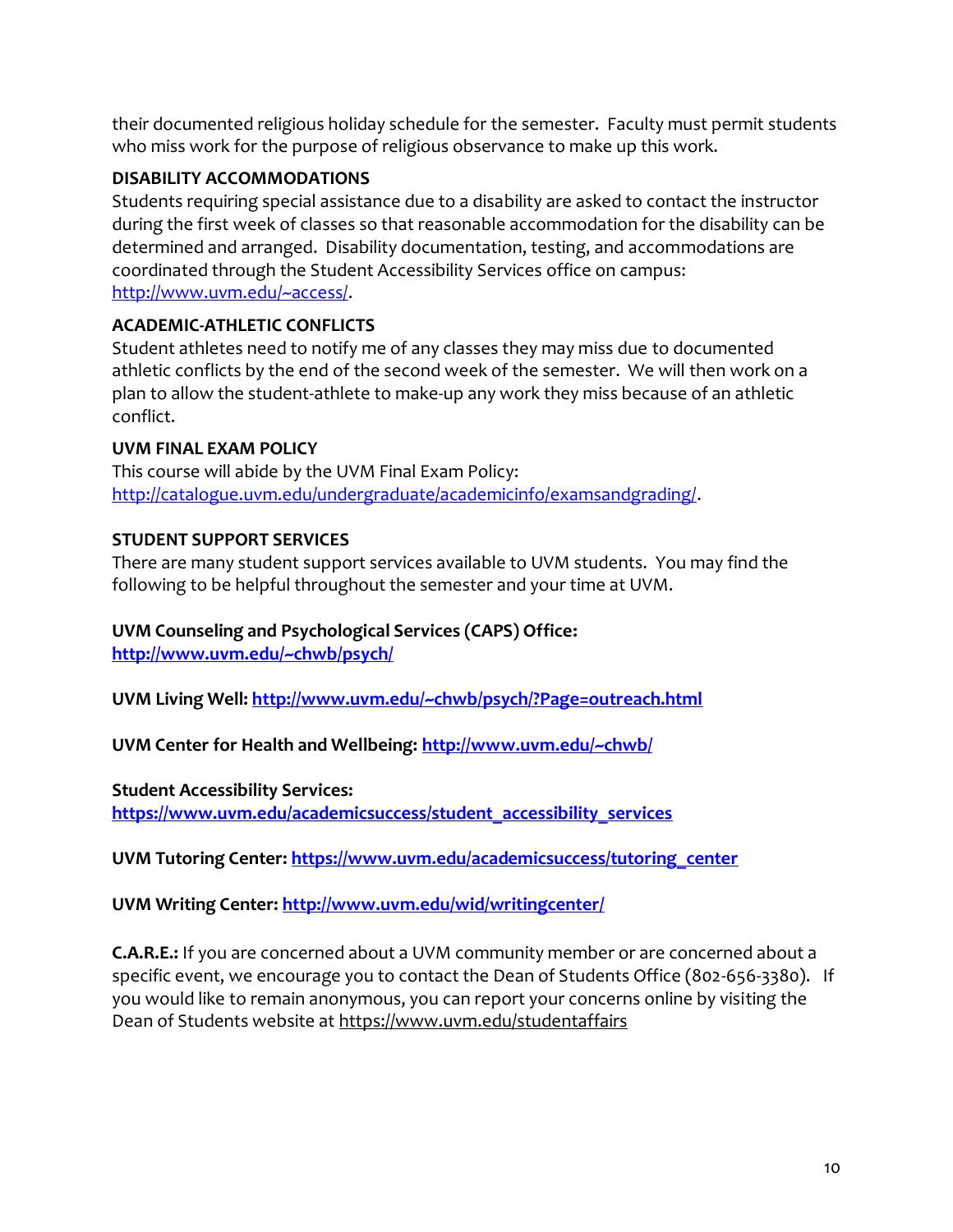their documented religious holiday schedule for the semester. Faculty must permit students who miss work for the purpose of religious observance to make up this work.

**DISABILITY ACCOMMODATIONS**

Students requiring special assistance due to a disability are asked to contact the instructor during the first week of classes so that reasonable accommodation for the disability can be determined and arranged. Disability documentation, testing, and accommodations are coordinated through the Student Accessibility Services office on campus: http://www.uvm.edu/~access/.

**ACADEMIC-ATHLETIC CONFLICTS**

Student athletes need to notify me of any classes they may miss due to documented athletic conflicts by the end of the second week of the semester. We will then work on a plan to allow the student-athlete to make-up any work they miss because of an athletic conflict.

**UVM FINAL EXAM POLICY**

This course will abide by the UVM Final Exam Policy: http://catalogue.uvm.edu/undergraduate/academicinfo/examsandgrading/.

**STUDENT SUPPORT SERVICES**

There are many student support services available to UVM students. You may find the following to be helpful throughout the semester and your time at UVM.

**UVM Counseling and Psychological Services (CAPS) Office:**
**http://www.uvm.edu/~chwb/psych/**

**UVM Living Well: http://www.uvm.edu/~chwb/psych/?Page=outreach.html**

**UVM Center for Health and Wellbeing: http://www.uvm.edu/~chwb/**

**Student Accessibility Services:**
**https://www.uvm.edu/academicsuccess/student_accessibility_services**

**UVM Tutoring Center: https://www.uvm.edu/academicsuccess/tutoring_center**

**UVM Writing Center: http://www.uvm.edu/wid/writingcenter/**

**C.A.R.E.:** If you are concerned about a UVM community member or are concerned about a specific event, we encourage you to contact the Dean of Students Office (802-656-3380). If you would like to remain anonymous, you can report your concerns online by visiting the Dean of Students website at https://www.uvm.edu/studentaffairs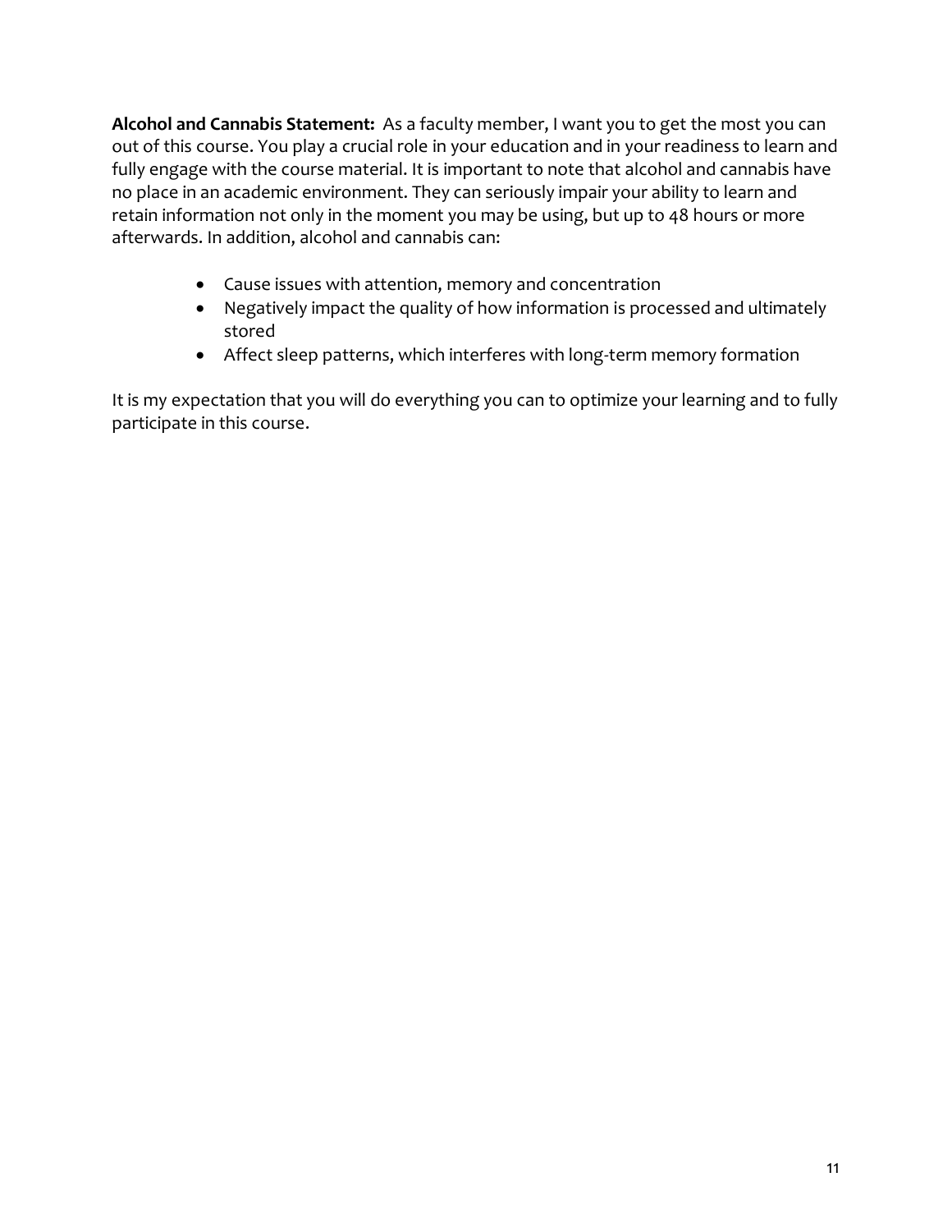**Alcohol and Cannabis Statement:** As a faculty member, I want you to get the most you can out of this course. You play a crucial role in your education and in your readiness to learn and fully engage with the course material. It is important to note that alcohol and cannabis have no place in an academic environment. They can seriously impair your ability to learn and retain information not only in the moment you may be using, but up to 48 hours or more afterwards. In addition, alcohol and cannabis can:

- Cause issues with attention, memory and concentration
- Negatively impact the quality of how information is processed and ultimately stored
- Affect sleep patterns, which interferes with long-term memory formation

It is my expectation that you will do everything you can to optimize your learning and to fully participate in this course.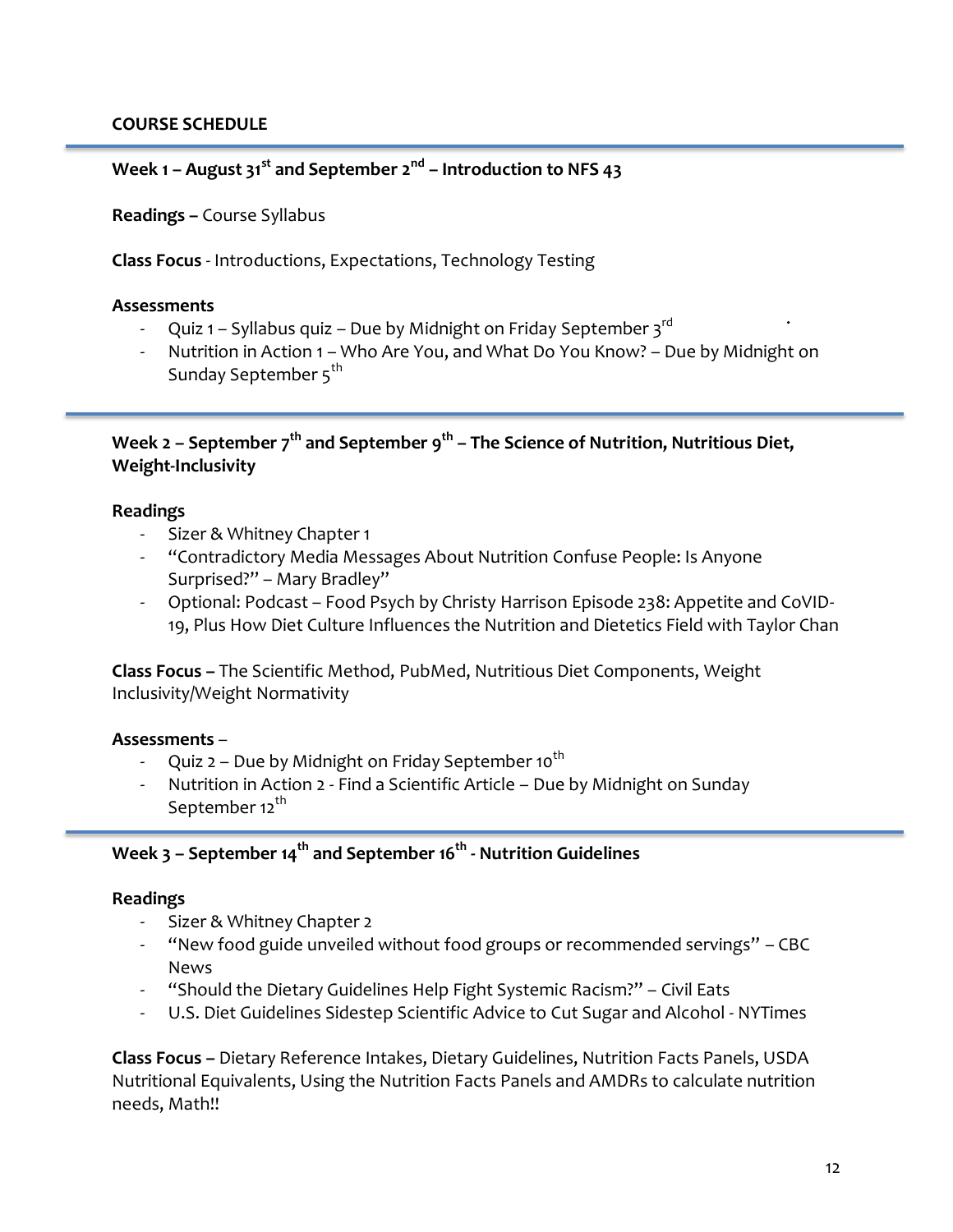**COURSE SCHEDULE**

---

### Week 1 – August 31st and September 2nd – Introduction to NFS 43

**Readings –** Course Syllabus

**Class Focus** - Introductions, Expectations, Technology Testing

**Assessments**

- Quiz 1 – Syllabus quiz – Due by Midnight on Friday September 3rd
- Nutrition in Action 1 – Who Are You, and What Do You Know? – Due by Midnight on Sunday September 5th

---

### Week 2 – September 7th and September 9th – The Science of Nutrition, Nutritious Diet, Weight-Inclusivity

**Readings**

- Sizer & Whitney Chapter 1
- "Contradictory Media Messages About Nutrition Confuse People: Is Anyone Surprised?" – Mary Bradley"
- Optional: Podcast – Food Psych by Christy Harrison Episode 238: Appetite and CoVID-19, Plus How Diet Culture Influences the Nutrition and Dietetics Field with Taylor Chan

**Class Focus –** The Scientific Method, PubMed, Nutritious Diet Components, Weight Inclusivity/Weight Normativity

**Assessments** –

- Quiz 2 – Due by Midnight on Friday September 10th
- Nutrition in Action 2 - Find a Scientific Article – Due by Midnight on Sunday September 12th

---

### Week 3 – September 14th and September 16th - Nutrition Guidelines

**Readings**

- Sizer & Whitney Chapter 2
- "New food guide unveiled without food groups or recommended servings" – CBC News
- "Should the Dietary Guidelines Help Fight Systemic Racism?" – Civil Eats
- U.S. Diet Guidelines Sidestep Scientific Advice to Cut Sugar and Alcohol - NYTimes

**Class Focus –** Dietary Reference Intakes, Dietary Guidelines, Nutrition Facts Panels, USDA Nutritional Equivalents, Using the Nutrition Facts Panels and AMDRs to calculate nutrition needs, Math!!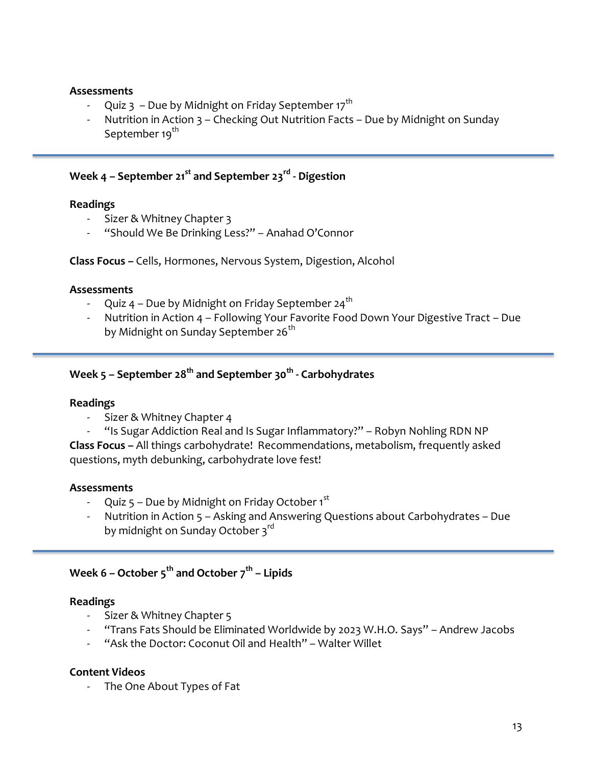**Assessments**

- Quiz 3 – Due by Midnight on Friday September 17th
- Nutrition in Action 3 – Checking Out Nutrition Facts – Due by Midnight on Sunday September 19th

---

### Week 4 – September 21st and September 23rd - Digestion

**Readings**

- Sizer & Whitney Chapter 3
- "Should We Be Drinking Less?" – Anahad O'Connor

**Class Focus –** Cells, Hormones, Nervous System, Digestion, Alcohol

**Assessments**

- Quiz 4 – Due by Midnight on Friday September 24th
- Nutrition in Action 4 – Following Your Favorite Food Down Your Digestive Tract – Due by Midnight on Sunday September 26th

---

### Week 5 – September 28th and September 30th - Carbohydrates

**Readings**

- Sizer & Whitney Chapter 4
- "Is Sugar Addiction Real and Is Sugar Inflammatory?" – Robyn Nohling RDN NP

**Class Focus –** All things carbohydrate! Recommendations, metabolism, frequently asked questions, myth debunking, carbohydrate love fest!

**Assessments**

- Quiz 5 – Due by Midnight on Friday October 1st
- Nutrition in Action 5 – Asking and Answering Questions about Carbohydrates – Due by midnight on Sunday October 3rd

---

### Week 6 – October 5th and October 7th – Lipids

**Readings**

- Sizer & Whitney Chapter 5
- "Trans Fats Should be Eliminated Worldwide by 2023 W.H.O. Says" – Andrew Jacobs
- "Ask the Doctor: Coconut Oil and Health" – Walter Willet

**Content Videos**

- The One About Types of Fat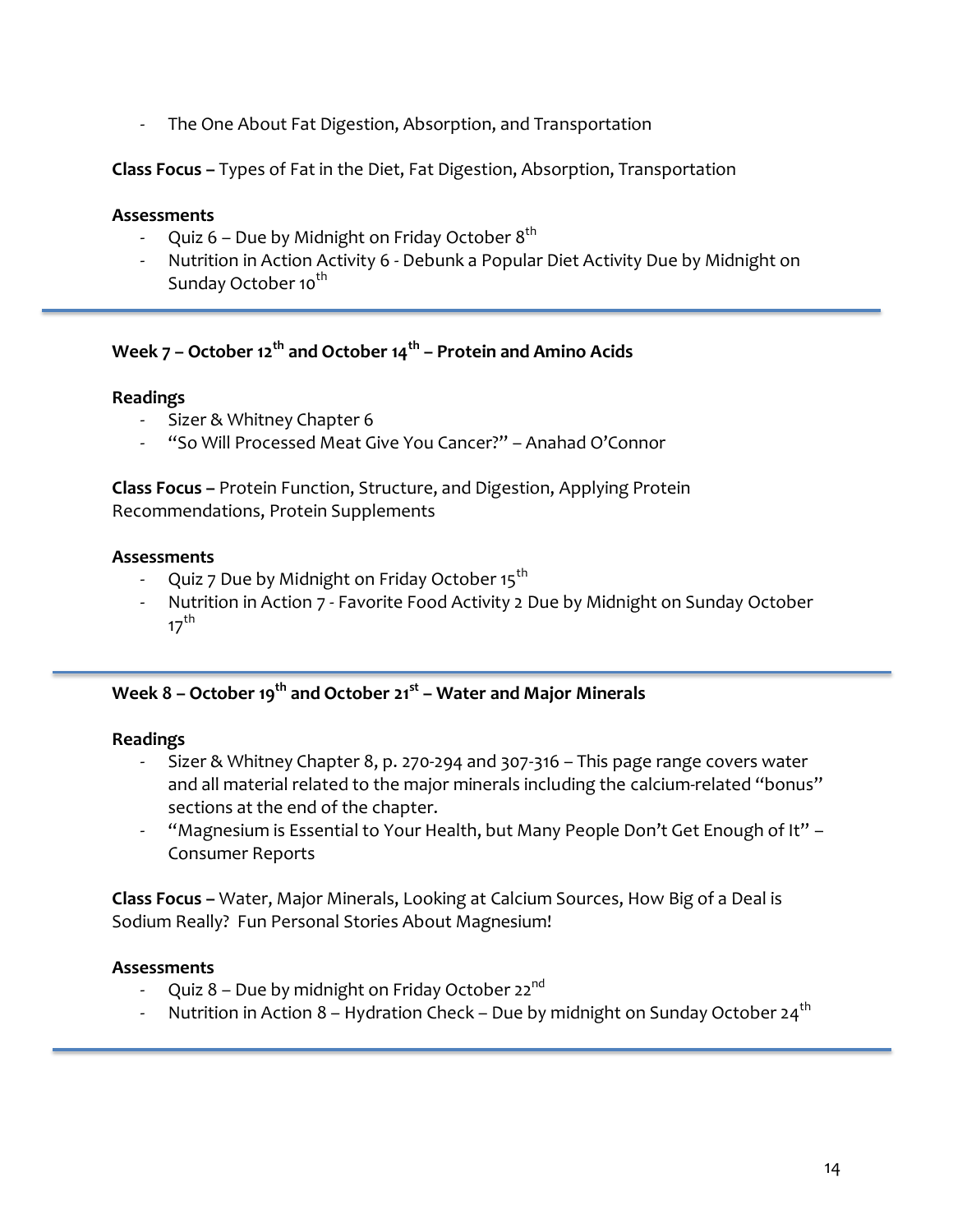- The One About Fat Digestion, Absorption, and Transportation

**Class Focus –** Types of Fat in the Diet, Fat Digestion, Absorption, Transportation

**Assessments**

- Quiz 6 – Due by Midnight on Friday October 8th
- Nutrition in Action Activity 6 - Debunk a Popular Diet Activity Due by Midnight on Sunday October 10th

---

## Week 7 – October 12th and October 14th – Protein and Amino Acids

**Readings**

- Sizer & Whitney Chapter 6
- "So Will Processed Meat Give You Cancer?" – Anahad O'Connor

**Class Focus –** Protein Function, Structure, and Digestion, Applying Protein Recommendations, Protein Supplements

**Assessments**

- Quiz 7 Due by Midnight on Friday October 15th
- Nutrition in Action 7 - Favorite Food Activity 2 Due by Midnight on Sunday October 17th

---

## Week 8 – October 19th and October 21st – Water and Major Minerals

**Readings**

- Sizer & Whitney Chapter 8, p. 270-294 and 307-316 – This page range covers water and all material related to the major minerals including the calcium-related "bonus" sections at the end of the chapter.
- "Magnesium is Essential to Your Health, but Many People Don't Get Enough of It" – Consumer Reports

**Class Focus –** Water, Major Minerals, Looking at Calcium Sources, How Big of a Deal is Sodium Really? Fun Personal Stories About Magnesium!

**Assessments**

- Quiz 8 – Due by midnight on Friday October 22nd
- Nutrition in Action 8 – Hydration Check – Due by midnight on Sunday October 24th

---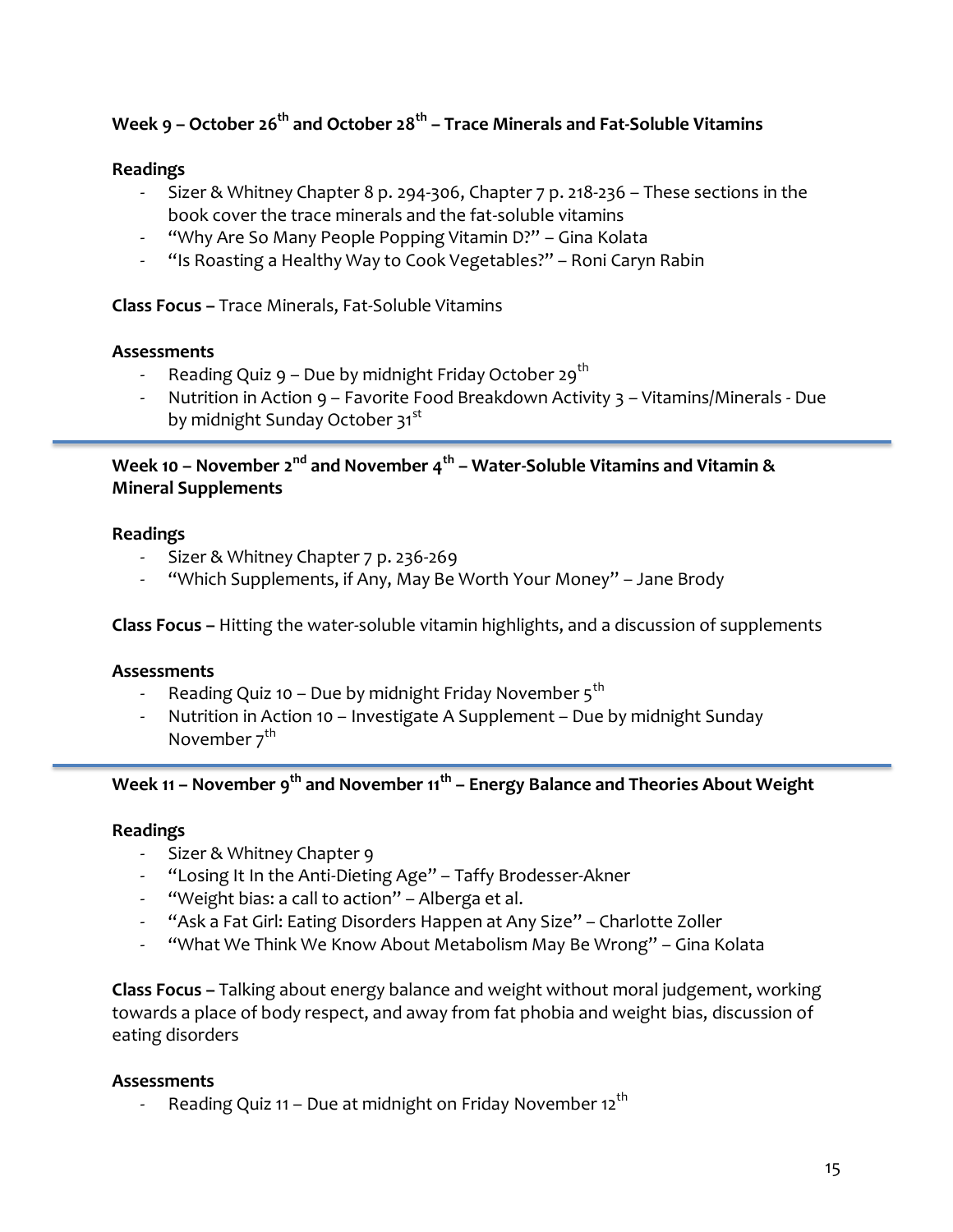### Week 9 – October 26th and October 28th – Trace Minerals and Fat-Soluble Vitamins

**Readings**

- Sizer & Whitney Chapter 8 p. 294-306, Chapter 7 p. 218-236 – These sections in the book cover the trace minerals and the fat-soluble vitamins
- "Why Are So Many People Popping Vitamin D?" – Gina Kolata
- "Is Roasting a Healthy Way to Cook Vegetables?" – Roni Caryn Rabin

**Class Focus –** Trace Minerals, Fat-Soluble Vitamins

**Assessments**

- Reading Quiz 9 – Due by midnight Friday October 29th
- Nutrition in Action 9 – Favorite Food Breakdown Activity 3 – Vitamins/Minerals - Due by midnight Sunday October 31st

---

### Week 10 – November 2nd and November 4th – Water-Soluble Vitamins and Vitamin & Mineral Supplements

**Readings**

- Sizer & Whitney Chapter 7 p. 236-269
- "Which Supplements, if Any, May Be Worth Your Money" – Jane Brody

**Class Focus –** Hitting the water-soluble vitamin highlights, and a discussion of supplements

**Assessments**

- Reading Quiz 10 – Due by midnight Friday November 5th
- Nutrition in Action 10 – Investigate A Supplement – Due by midnight Sunday November 7th

---

### Week 11 – November 9th and November 11th – Energy Balance and Theories About Weight

**Readings**

- Sizer & Whitney Chapter 9
- "Losing It In the Anti-Dieting Age" – Taffy Brodesser-Akner
- "Weight bias: a call to action" – Alberga et al.
- "Ask a Fat Girl: Eating Disorders Happen at Any Size" – Charlotte Zoller
- "What We Think We Know About Metabolism May Be Wrong" – Gina Kolata

**Class Focus –** Talking about energy balance and weight without moral judgement, working towards a place of body respect, and away from fat phobia and weight bias, discussion of eating disorders

**Assessments**

- Reading Quiz 11 – Due at midnight on Friday November 12th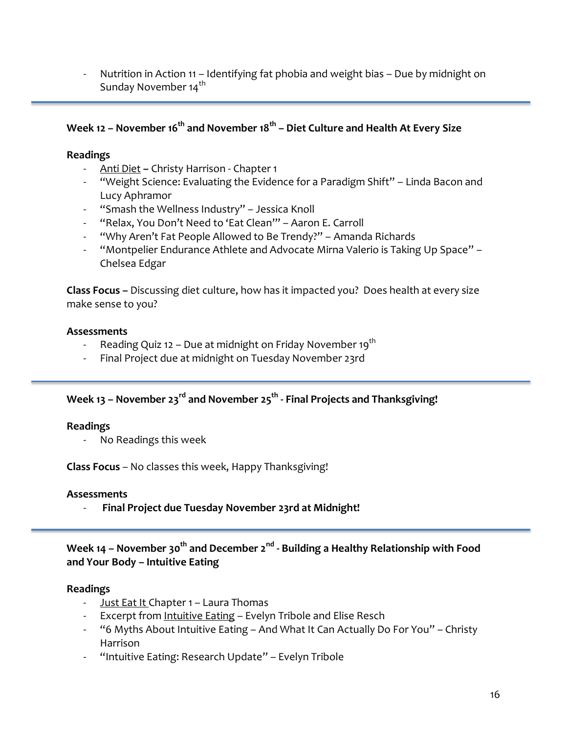- Nutrition in Action 11 – Identifying fat phobia and weight bias – Due by midnight on Sunday November 14th

---

### Week 12 – November 16th and November 18th – Diet Culture and Health At Every Size

**Readings**

- Anti Diet **–** Christy Harrison - Chapter 1
- "Weight Science: Evaluating the Evidence for a Paradigm Shift" – Linda Bacon and Lucy Aphramor
- "Smash the Wellness Industry" – Jessica Knoll
- "Relax, You Don't Need to 'Eat Clean'" – Aaron E. Carroll
- "Why Aren't Fat People Allowed to Be Trendy?" – Amanda Richards
- "Montpelier Endurance Athlete and Advocate Mirna Valerio is Taking Up Space" – Chelsea Edgar

**Class Focus –** Discussing diet culture, how has it impacted you? Does health at every size make sense to you?

**Assessments**

- Reading Quiz 12 – Due at midnight on Friday November 19th
- Final Project due at midnight on Tuesday November 23rd

---

### Week 13 – November 23rd and November 25th - Final Projects and Thanksgiving!

**Readings**

- No Readings this week

**Class Focus** – No classes this week, Happy Thanksgiving!

**Assessments**

- **Final Project due Tuesday November 23rd at Midnight!**

---

### Week 14 – November 30th and December 2nd - Building a Healthy Relationship with Food and Your Body – Intuitive Eating

**Readings**

- Just Eat It Chapter 1 – Laura Thomas
- Excerpt from Intuitive Eating – Evelyn Tribole and Elise Resch
- "6 Myths About Intuitive Eating – And What It Can Actually Do For You" – Christy Harrison
- "Intuitive Eating: Research Update" – Evelyn Tribole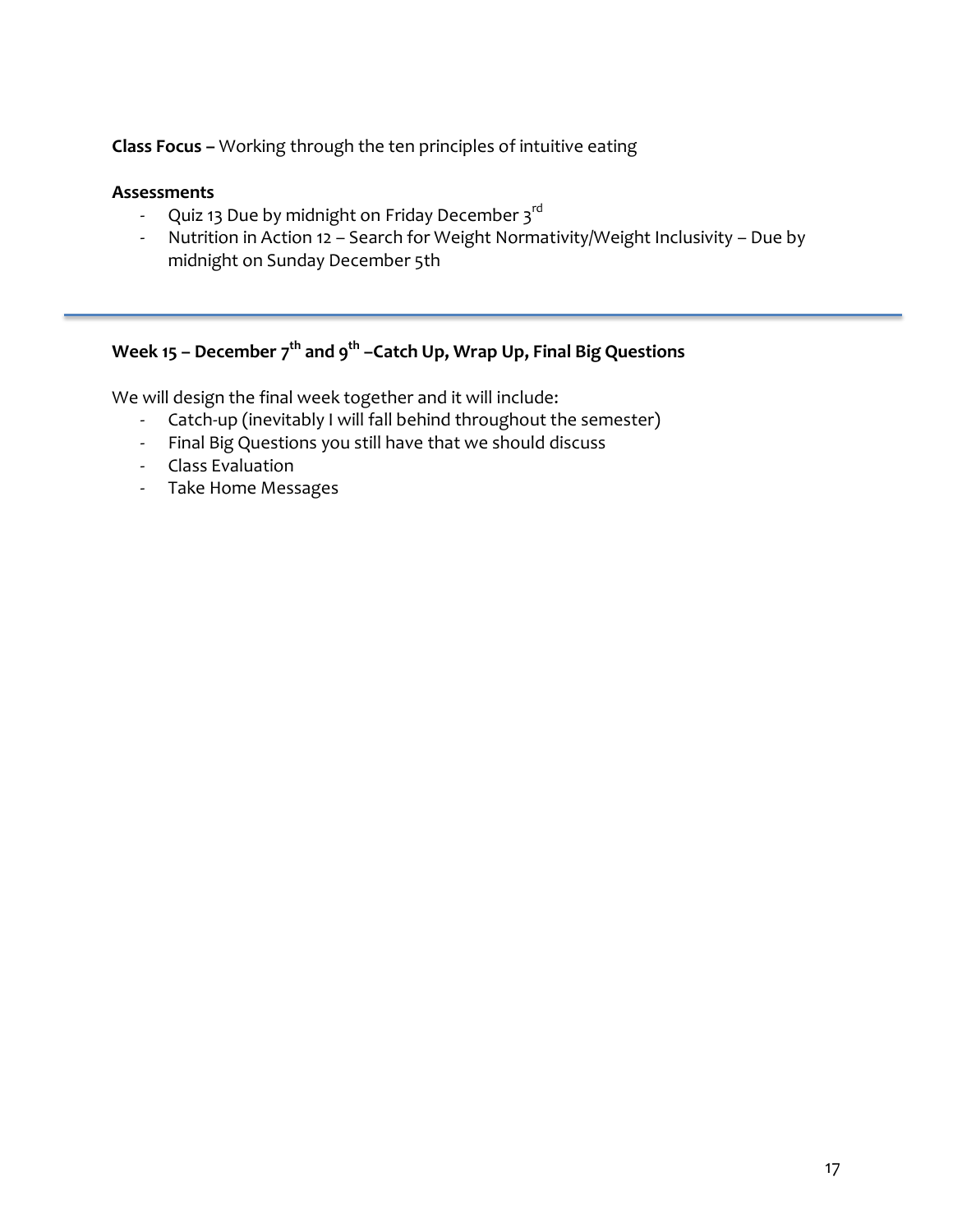**Class Focus –** Working through the ten principles of intuitive eating

**Assessments**

- Quiz 13 Due by midnight on Friday December 3rd
- Nutrition in Action 12 – Search for Weight Normativity/Weight Inclusivity – Due by midnight on Sunday December 5th

---

### Week 15 – December 7th and 9th –Catch Up, Wrap Up, Final Big Questions

We will design the final week together and it will include:

- Catch-up (inevitably I will fall behind throughout the semester)
- Final Big Questions you still have that we should discuss
- Class Evaluation
- Take Home Messages